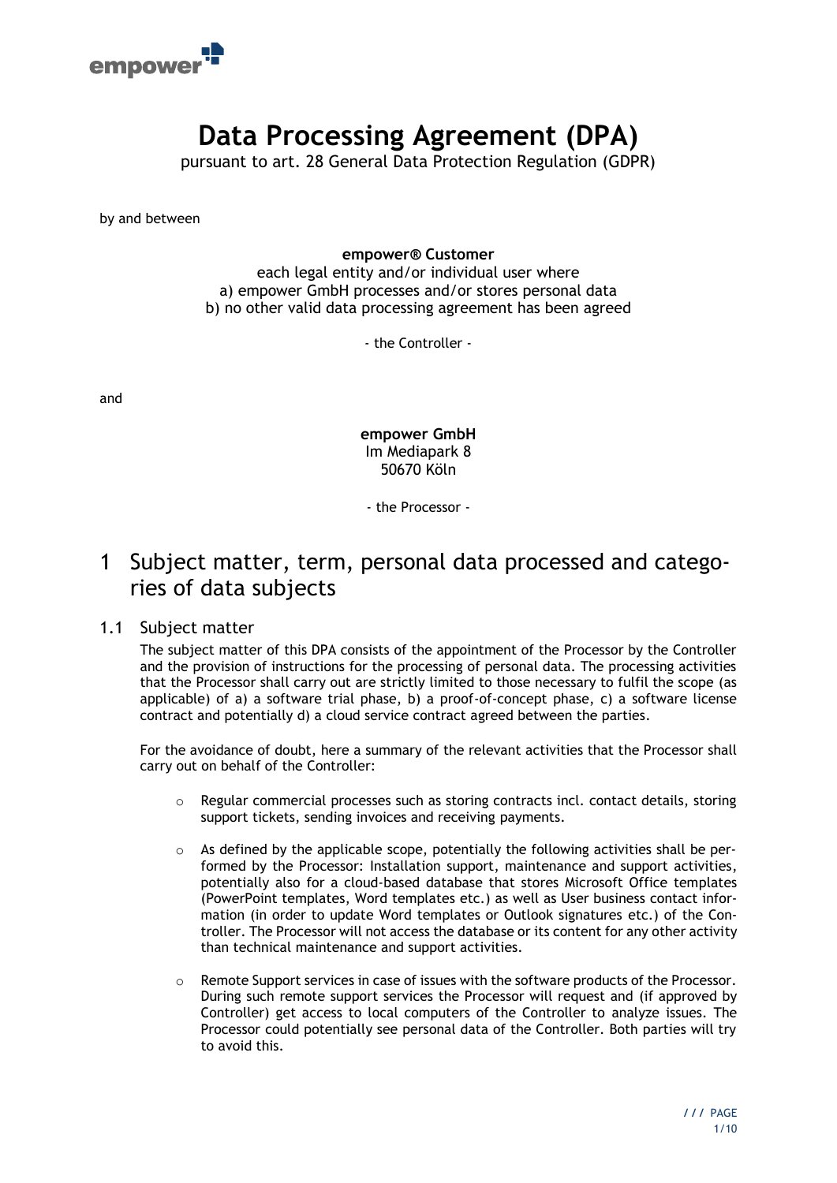# Data Processing Agreement (DPA)

pursuant to art. 28 General Data Protection Regulation (GDPR)

by and between

**empower® Customer**
each legal entity and/or individual user where
a) empower GmbH processes and/or stores personal data
b) no other valid data processing agreement has been agreed

- the Controller -

and

**empower GmbH**
Im Mediapark 8
50670 Köln

- the Processor -

# 1 Subject matter, term, personal data processed and categories of data subjects

## 1.1 Subject matter

The subject matter of this DPA consists of the appointment of the Processor by the Controller and the provision of instructions for the processing of personal data. The processing activities that the Processor shall carry out are strictly limited to those necessary to fulfil the scope (as applicable) of a) a software trial phase, b) a proof-of-concept phase, c) a software license contract and potentially d) a cloud service contract agreed between the parties.

For the avoidance of doubt, here a summary of the relevant activities that the Processor shall carry out on behalf of the Controller:

- Regular commercial processes such as storing contracts incl. contact details, storing support tickets, sending invoices and receiving payments.
- As defined by the applicable scope, potentially the following activities shall be performed by the Processor: Installation support, maintenance and support activities, potentially also for a cloud-based database that stores Microsoft Office templates (PowerPoint templates, Word templates etc.) as well as User business contact information (in order to update Word templates or Outlook signatures etc.) of the Controller. The Processor will not access the database or its content for any other activity than technical maintenance and support activities.
- Remote Support services in case of issues with the software products of the Processor. During such remote support services the Processor will request and (if approved by Controller) get access to local computers of the Controller to analyze issues. The Processor could potentially see personal data of the Controller. Both parties will try to avoid this.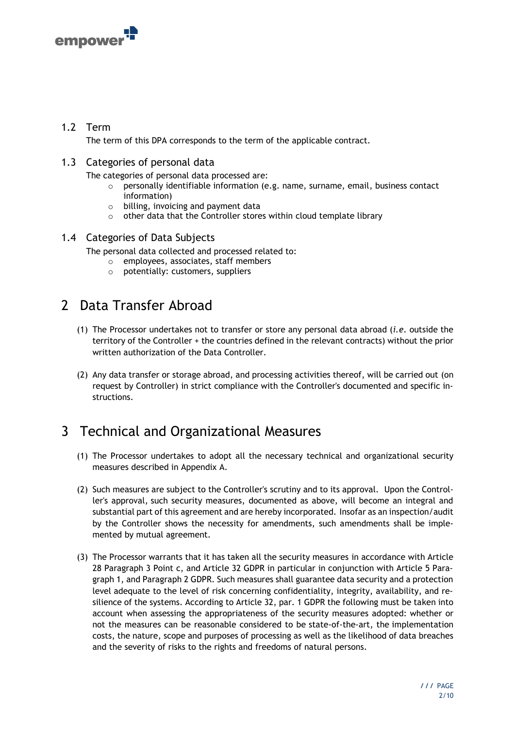### 1.2 Term

The term of this DPA corresponds to the term of the applicable contract.

### 1.3 Categories of personal data

The categories of personal data processed are:

- personally identifiable information (e.g. name, surname, email, business contact information)
- billing, invoicing and payment data
- other data that the Controller stores within cloud template library

### 1.4 Categories of Data Subjects

The personal data collected and processed related to:

- employees, associates, staff members
- potentially: customers, suppliers

# 2 Data Transfer Abroad

(1) The Processor undertakes not to transfer or store any personal data abroad (*i.e.* outside the territory of the Controller + the countries defined in the relevant contracts) without the prior written authorization of the Data Controller.

(2) Any data transfer or storage abroad, and processing activities thereof, will be carried out (on request by Controller) in strict compliance with the Controller's documented and specific instructions.

# 3 Technical and Organizational Measures

(1) The Processor undertakes to adopt all the necessary technical and organizational security measures described in Appendix A.

(2) Such measures are subject to the Controller's scrutiny and to its approval. Upon the Controller's approval, such security measures, documented as above, will become an integral and substantial part of this agreement and are hereby incorporated. Insofar as an inspection/audit by the Controller shows the necessity for amendments, such amendments shall be implemented by mutual agreement.

(3) The Processor warrants that it has taken all the security measures in accordance with Article 28 Paragraph 3 Point c, and Article 32 GDPR in particular in conjunction with Article 5 Paragraph 1, and Paragraph 2 GDPR. Such measures shall guarantee data security and a protection level adequate to the level of risk concerning confidentiality, integrity, availability, and resilience of the systems. According to Article 32, par. 1 GDPR the following must be taken into account when assessing the appropriateness of the security measures adopted: whether or not the measures can be reasonable considered to be state-of-the-art, the implementation costs, the nature, scope and purposes of processing as well as the likelihood of data breaches and the severity of risks to the rights and freedoms of natural persons.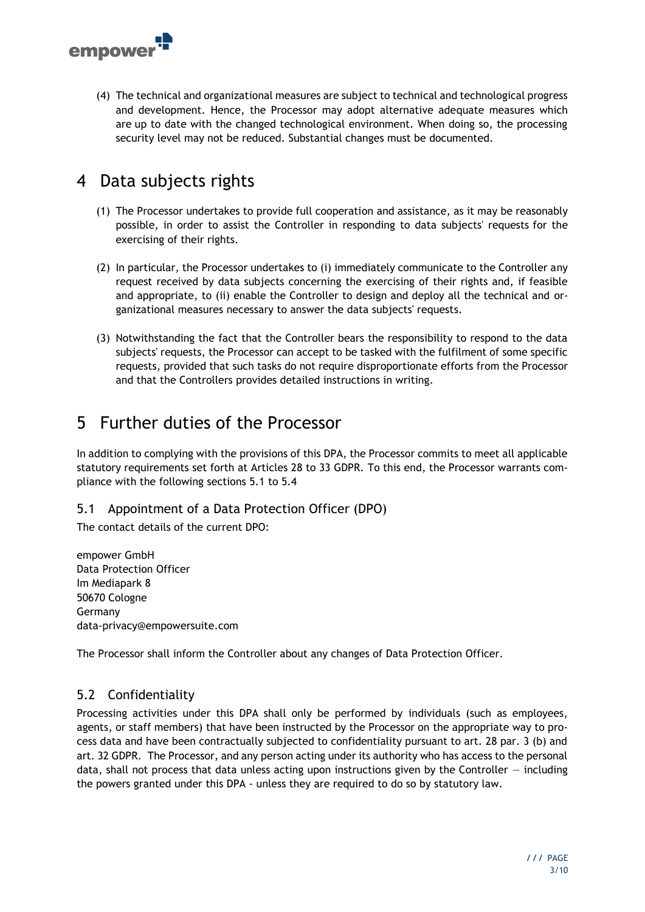(4) The technical and organizational measures are subject to technical and technological progress and development. Hence, the Processor may adopt alternative adequate measures which are up to date with the changed technological environment. When doing so, the processing security level may not be reduced. Substantial changes must be documented.

# 4 Data subjects rights

(1) The Processor undertakes to provide full cooperation and assistance, as it may be reasonably possible, in order to assist the Controller in responding to data subjects' requests for the exercising of their rights.

(2) In particular, the Processor undertakes to (i) immediately communicate to the Controller any request received by data subjects concerning the exercising of their rights and, if feasible and appropriate, to (ii) enable the Controller to design and deploy all the technical and organizational measures necessary to answer the data subjects' requests.

(3) Notwithstanding the fact that the Controller bears the responsibility to respond to the data subjects' requests, the Processor can accept to be tasked with the fulfilment of some specific requests, provided that such tasks do not require disproportionate efforts from the Processor and that the Controllers provides detailed instructions in writing.

# 5 Further duties of the Processor

In addition to complying with the provisions of this DPA, the Processor commits to meet all applicable statutory requirements set forth at Articles 28 to 33 GDPR. To this end, the Processor warrants compliance with the following sections 5.1 to 5.4

## 5.1 Appointment of a Data Protection Officer (DPO)

The contact details of the current DPO:

empower GmbH  
Data Protection Officer  
Im Mediapark 8  
50670 Cologne  
Germany  
data-privacy@empowersuite.com

The Processor shall inform the Controller about any changes of Data Protection Officer.

## 5.2 Confidentiality

Processing activities under this DPA shall only be performed by individuals (such as employees, agents, or staff members) that have been instructed by the Processor on the appropriate way to process data and have been contractually subjected to confidentiality pursuant to art. 28 par. 3 (b) and art. 32 GDPR. The Processor, and any person acting under its authority who has access to the personal data, shall not process that data unless acting upon instructions given by the Controller — including the powers granted under this DPA - unless they are required to do so by statutory law.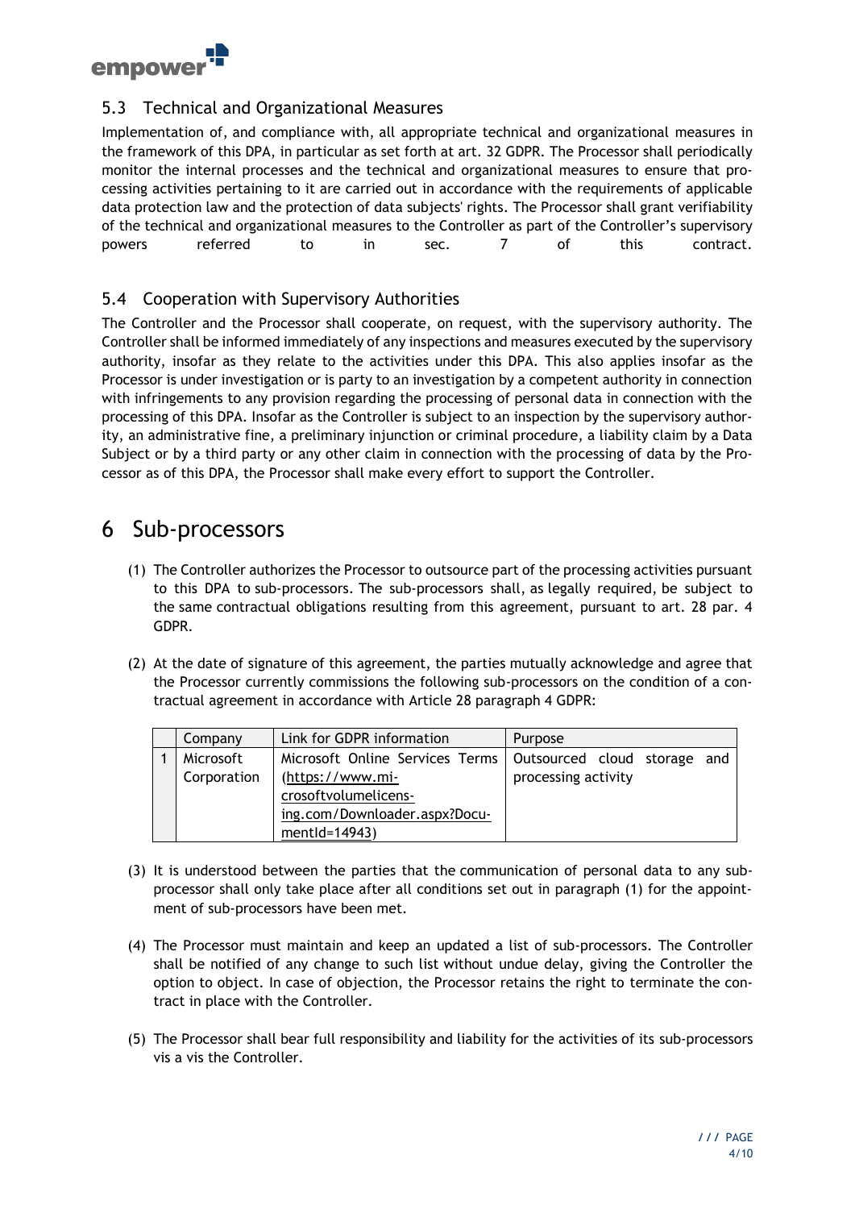## 5.3 Technical and Organizational Measures

Implementation of, and compliance with, all appropriate technical and organizational measures in the framework of this DPA, in particular as set forth at art. 32 GDPR. The Processor shall periodically monitor the internal processes and the technical and organizational measures to ensure that processing activities pertaining to it are carried out in accordance with the requirements of applicable data protection law and the protection of data subjects' rights. The Processor shall grant verifiability of the technical and organizational measures to the Controller as part of the Controller's supervisory powers referred to in sec. 7 of this contract.

## 5.4 Cooperation with Supervisory Authorities

The Controller and the Processor shall cooperate, on request, with the supervisory authority. The Controller shall be informed immediately of any inspections and measures executed by the supervisory authority, insofar as they relate to the activities under this DPA. This also applies insofar as the Processor is under investigation or is party to an investigation by a competent authority in connection with infringements to any provision regarding the processing of personal data in connection with the processing of this DPA. Insofar as the Controller is subject to an inspection by the supervisory authority, an administrative fine, a preliminary injunction or criminal procedure, a liability claim by a Data Subject or by a third party or any other claim in connection with the processing of data by the Processor as of this DPA, the Processor shall make every effort to support the Controller.

# 6 Sub-processors

(1) The Controller authorizes the Processor to outsource part of the processing activities pursuant to this DPA to sub-processors. The sub-processors shall, as legally required, be subject to the same contractual obligations resulting from this agreement, pursuant to art. 28 par. 4 GDPR.

(2) At the date of signature of this agreement, the parties mutually acknowledge and agree that the Processor currently commissions the following sub-processors on the condition of a contractual agreement in accordance with Article 28 paragraph 4 GDPR:

| | Company | Link for GDPR information | Purpose |
|---|---|---|---|
| 1 | Microsoft Corporation | Microsoft Online Services Terms (https://www.microsoftvolumelicensing.com/Downloader.aspx?DocumentId=14943) | Outsourced cloud storage and processing activity |

(3) It is understood between the parties that the communication of personal data to any sub-processor shall only take place after all conditions set out in paragraph (1) for the appointment of sub-processors have been met.

(4) The Processor must maintain and keep an updated a list of sub-processors. The Controller shall be notified of any change to such list without undue delay, giving the Controller the option to object. In case of objection, the Processor retains the right to terminate the contract in place with the Controller.

(5) The Processor shall bear full responsibility and liability for the activities of its sub-processors vis a vis the Controller.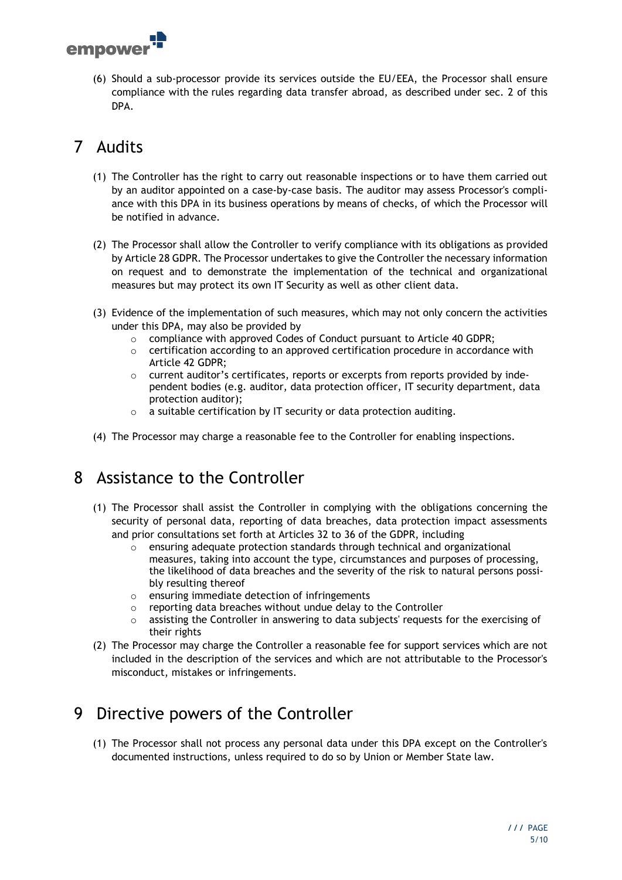(6) Should a sub-processor provide its services outside the EU/EEA, the Processor shall ensure compliance with the rules regarding data transfer abroad, as described under sec. 2 of this DPA.

# 7 Audits

(1) The Controller has the right to carry out reasonable inspections or to have them carried out by an auditor appointed on a case-by-case basis. The auditor may assess Processor's compliance with this DPA in its business operations by means of checks, of which the Processor will be notified in advance.

(2) The Processor shall allow the Controller to verify compliance with its obligations as provided by Article 28 GDPR. The Processor undertakes to give the Controller the necessary information on request and to demonstrate the implementation of the technical and organizational measures but may protect its own IT Security as well as other client data.

(3) Evidence of the implementation of such measures, which may not only concern the activities under this DPA, may also be provided by

- compliance with approved Codes of Conduct pursuant to Article 40 GDPR;
- certification according to an approved certification procedure in accordance with Article 42 GDPR;
- current auditor's certificates, reports or excerpts from reports provided by independent bodies (e.g. auditor, data protection officer, IT security department, data protection auditor);
- a suitable certification by IT security or data protection auditing.

(4) The Processor may charge a reasonable fee to the Controller for enabling inspections.

# 8 Assistance to the Controller

(1) The Processor shall assist the Controller in complying with the obligations concerning the security of personal data, reporting of data breaches, data protection impact assessments and prior consultations set forth at Articles 32 to 36 of the GDPR, including

- ensuring adequate protection standards through technical and organizational measures, taking into account the type, circumstances and purposes of processing, the likelihood of data breaches and the severity of the risk to natural persons possibly resulting thereof
- ensuring immediate detection of infringements
- reporting data breaches without undue delay to the Controller
- assisting the Controller in answering to data subjects' requests for the exercising of their rights

(2) The Processor may charge the Controller a reasonable fee for support services which are not included in the description of the services and which are not attributable to the Processor's misconduct, mistakes or infringements.

# 9 Directive powers of the Controller

(1) The Processor shall not process any personal data under this DPA except on the Controller's documented instructions, unless required to do so by Union or Member State law.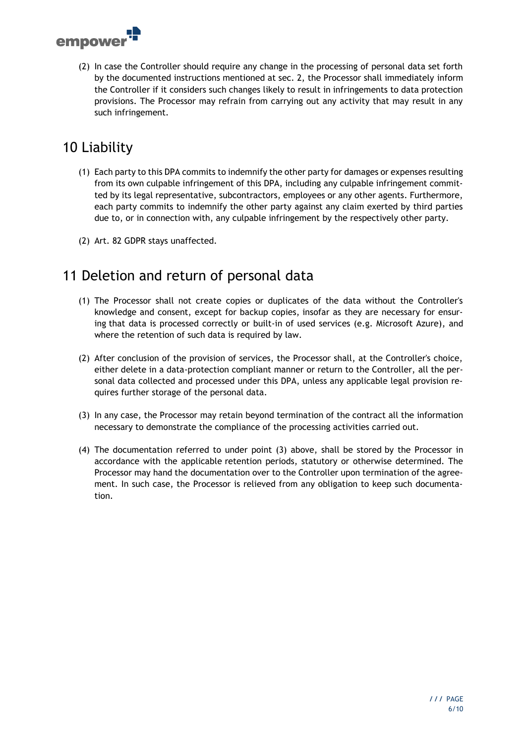(2) In case the Controller should require any change in the processing of personal data set forth by the documented instructions mentioned at sec. 2, the Processor shall immediately inform the Controller if it considers such changes likely to result in infringements to data protection provisions. The Processor may refrain from carrying out any activity that may result in any such infringement.

# 10 Liability

(1) Each party to this DPA commits to indemnify the other party for damages or expenses resulting from its own culpable infringement of this DPA, including any culpable infringement committed by its legal representative, subcontractors, employees or any other agents. Furthermore, each party commits to indemnify the other party against any claim exerted by third parties due to, or in connection with, any culpable infringement by the respectively other party.

(2) Art. 82 GDPR stays unaffected.

# 11 Deletion and return of personal data

(1) The Processor shall not create copies or duplicates of the data without the Controller's knowledge and consent, except for backup copies, insofar as they are necessary for ensuring that data is processed correctly or built-in of used services (e.g. Microsoft Azure), and where the retention of such data is required by law.

(2) After conclusion of the provision of services, the Processor shall, at the Controller's choice, either delete in a data-protection compliant manner or return to the Controller, all the personal data collected and processed under this DPA, unless any applicable legal provision requires further storage of the personal data.

(3) In any case, the Processor may retain beyond termination of the contract all the information necessary to demonstrate the compliance of the processing activities carried out.

(4) The documentation referred to under point (3) above, shall be stored by the Processor in accordance with the applicable retention periods, statutory or otherwise determined. The Processor may hand the documentation over to the Controller upon termination of the agreement. In such case, the Processor is relieved from any obligation to keep such documentation.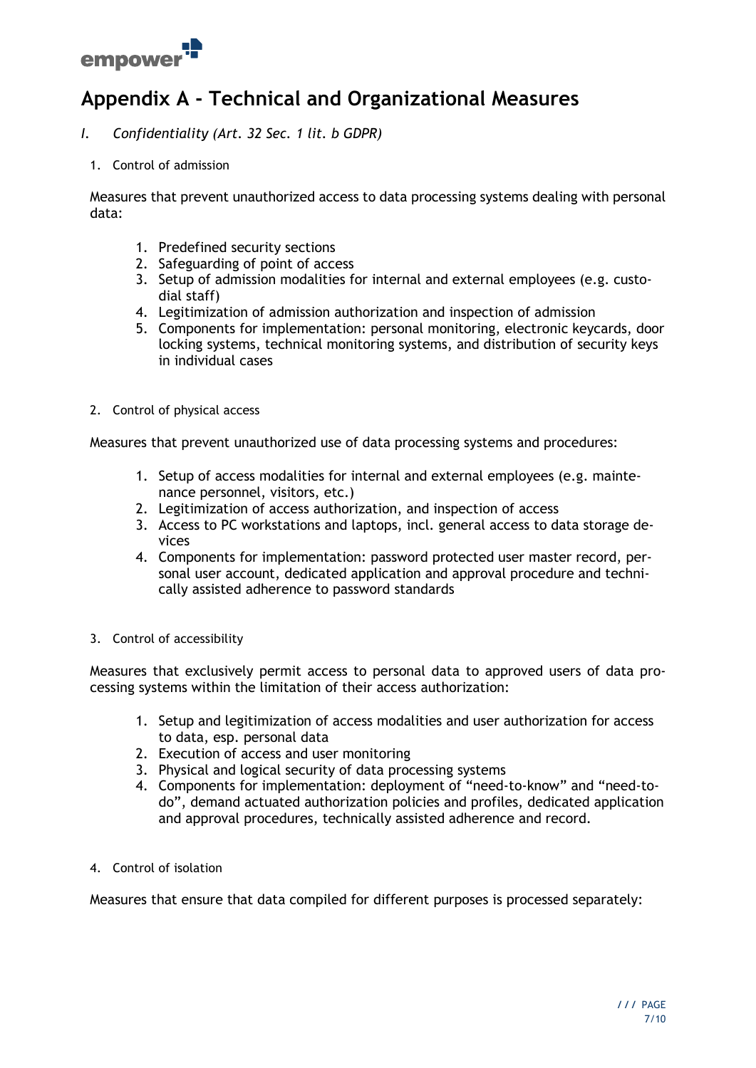# Appendix A - Technical and Organizational Measures

*I. Confidentiality (Art. 32 Sec. 1 lit. b GDPR)*

1. Control of admission

Measures that prevent unauthorized access to data processing systems dealing with personal data:

1. Predefined security sections
2. Safeguarding of point of access
3. Setup of admission modalities for internal and external employees (e.g. custodial staff)
4. Legitimization of admission authorization and inspection of admission
5. Components for implementation: personal monitoring, electronic keycards, door locking systems, technical monitoring systems, and distribution of security keys in individual cases

2. Control of physical access

Measures that prevent unauthorized use of data processing systems and procedures:

1. Setup of access modalities for internal and external employees (e.g. maintenance personnel, visitors, etc.)
2. Legitimization of access authorization, and inspection of access
3. Access to PC workstations and laptops, incl. general access to data storage devices
4. Components for implementation: password protected user master record, personal user account, dedicated application and approval procedure and technically assisted adherence to password standards

3. Control of accessibility

Measures that exclusively permit access to personal data to approved users of data processing systems within the limitation of their access authorization:

1. Setup and legitimization of access modalities and user authorization for access to data, esp. personal data
2. Execution of access and user monitoring
3. Physical and logical security of data processing systems
4. Components for implementation: deployment of "need-to-know" and "need-to-do", demand actuated authorization policies and profiles, dedicated application and approval procedures, technically assisted adherence and record.

4. Control of isolation

Measures that ensure that data compiled for different purposes is processed separately: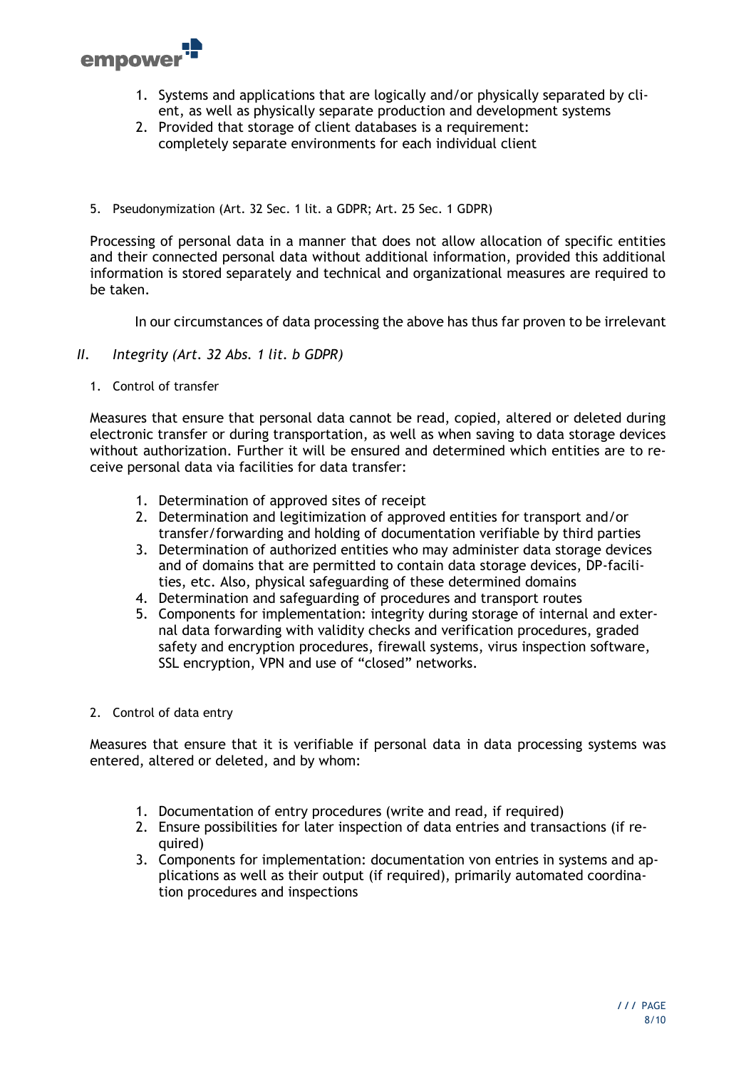1. Systems and applications that are logically and/or physically separated by client, as well as physically separate production and development systems
2. Provided that storage of client databases is a requirement:
   completely separate environments for each individual client

5. Pseudonymization (Art. 32 Sec. 1 lit. a GDPR; Art. 25 Sec. 1 GDPR)

Processing of personal data in a manner that does not allow allocation of specific entities and their connected personal data without additional information, provided this additional information is stored separately and technical and organizational measures are required to be taken.

In our circumstances of data processing the above has thus far proven to be irrelevant

## *II. Integrity (Art. 32 Abs. 1 lit. b GDPR)*

1. Control of transfer

Measures that ensure that personal data cannot be read, copied, altered or deleted during electronic transfer or during transportation, as well as when saving to data storage devices without authorization. Further it will be ensured and determined which entities are to receive personal data via facilities for data transfer:

1. Determination of approved sites of receipt
2. Determination and legitimization of approved entities for transport and/or transfer/forwarding and holding of documentation verifiable by third parties
3. Determination of authorized entities who may administer data storage devices and of domains that are permitted to contain data storage devices, DP-facilities, etc. Also, physical safeguarding of these determined domains
4. Determination and safeguarding of procedures and transport routes
5. Components for implementation: integrity during storage of internal and external data forwarding with validity checks and verification procedures, graded safety and encryption procedures, firewall systems, virus inspection software, SSL encryption, VPN and use of "closed" networks.

2. Control of data entry

Measures that ensure that it is verifiable if personal data in data processing systems was entered, altered or deleted, and by whom:

1. Documentation of entry procedures (write and read, if required)
2. Ensure possibilities for later inspection of data entries and transactions (if required)
3. Components for implementation: documentation von entries in systems and applications as well as their output (if required), primarily automated coordination procedures and inspections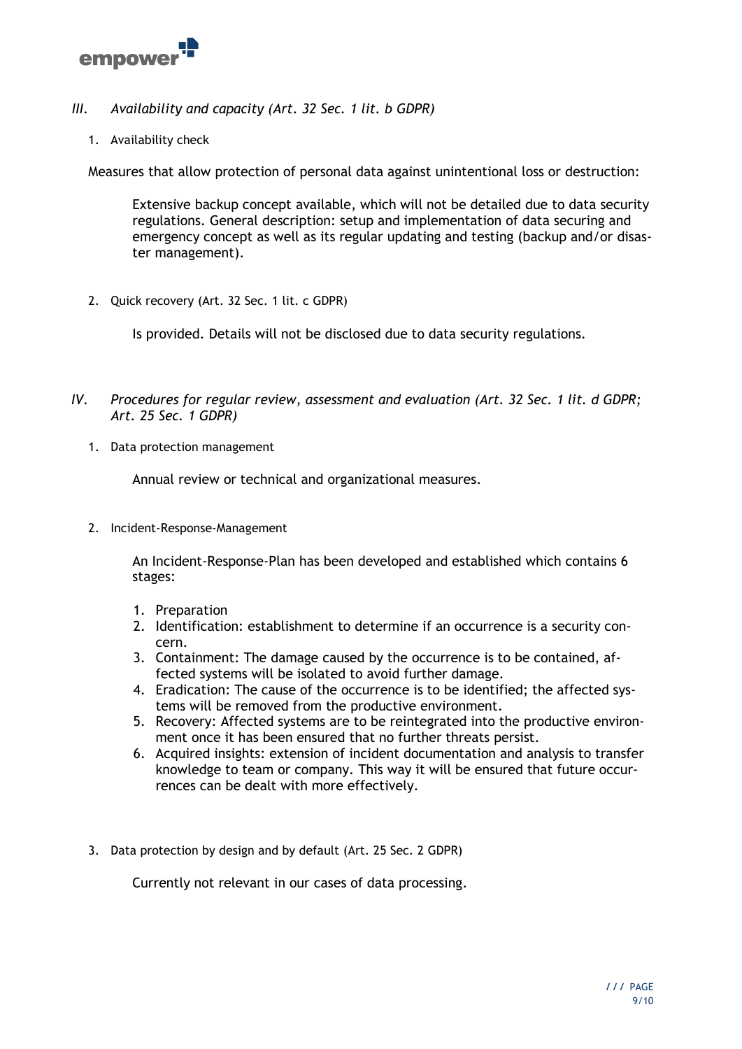## *III. Availability and capacity (Art. 32 Sec. 1 lit. b GDPR)*

1. Availability check

Measures that allow protection of personal data against unintentional loss or destruction:

> Extensive backup concept available, which will not be detailed due to data security regulations. General description: setup and implementation of data securing and emergency concept as well as its regular updating and testing (backup and/or disaster management).

2. Quick recovery (Art. 32 Sec. 1 lit. c GDPR)

> Is provided. Details will not be disclosed due to data security regulations.

## *IV. Procedures for regular review, assessment and evaluation (Art. 32 Sec. 1 lit. d GDPR; Art. 25 Sec. 1 GDPR)*

1. Data protection management

> Annual review or technical and organizational measures.

2. Incident-Response-Management

> An Incident-Response-Plan has been developed and established which contains 6 stages:
>
> 1. Preparation
> 2. Identification: establishment to determine if an occurrence is a security concern.
> 3. Containment: The damage caused by the occurrence is to be contained, affected systems will be isolated to avoid further damage.
> 4. Eradication: The cause of the occurrence is to be identified; the affected systems will be removed from the productive environment.
> 5. Recovery: Affected systems are to be reintegrated into the productive environment once it has been ensured that no further threats persist.
> 6. Acquired insights: extension of incident documentation and analysis to transfer knowledge to team or company. This way it will be ensured that future occurrences can be dealt with more effectively.

3. Data protection by design and by default (Art. 25 Sec. 2 GDPR)

> Currently not relevant in our cases of data processing.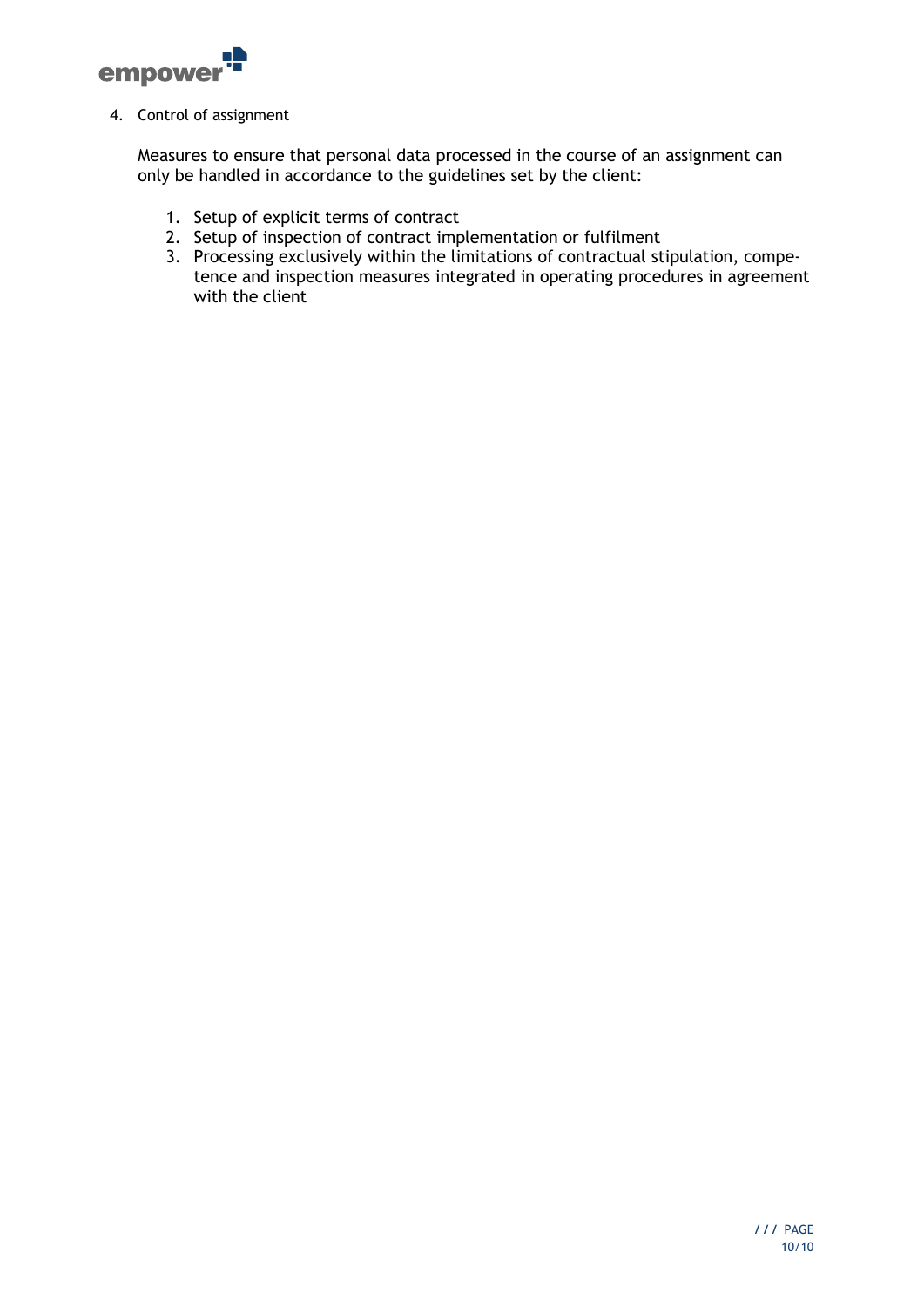4. Control of assignment

   Measures to ensure that personal data processed in the course of an assignment can only be handled in accordance to the guidelines set by the client:

   1. Setup of explicit terms of contract
   2. Setup of inspection of contract implementation or fulfilment
   3. Processing exclusively within the limitations of contractual stipulation, competence and inspection measures integrated in operating procedures in agreement with the client